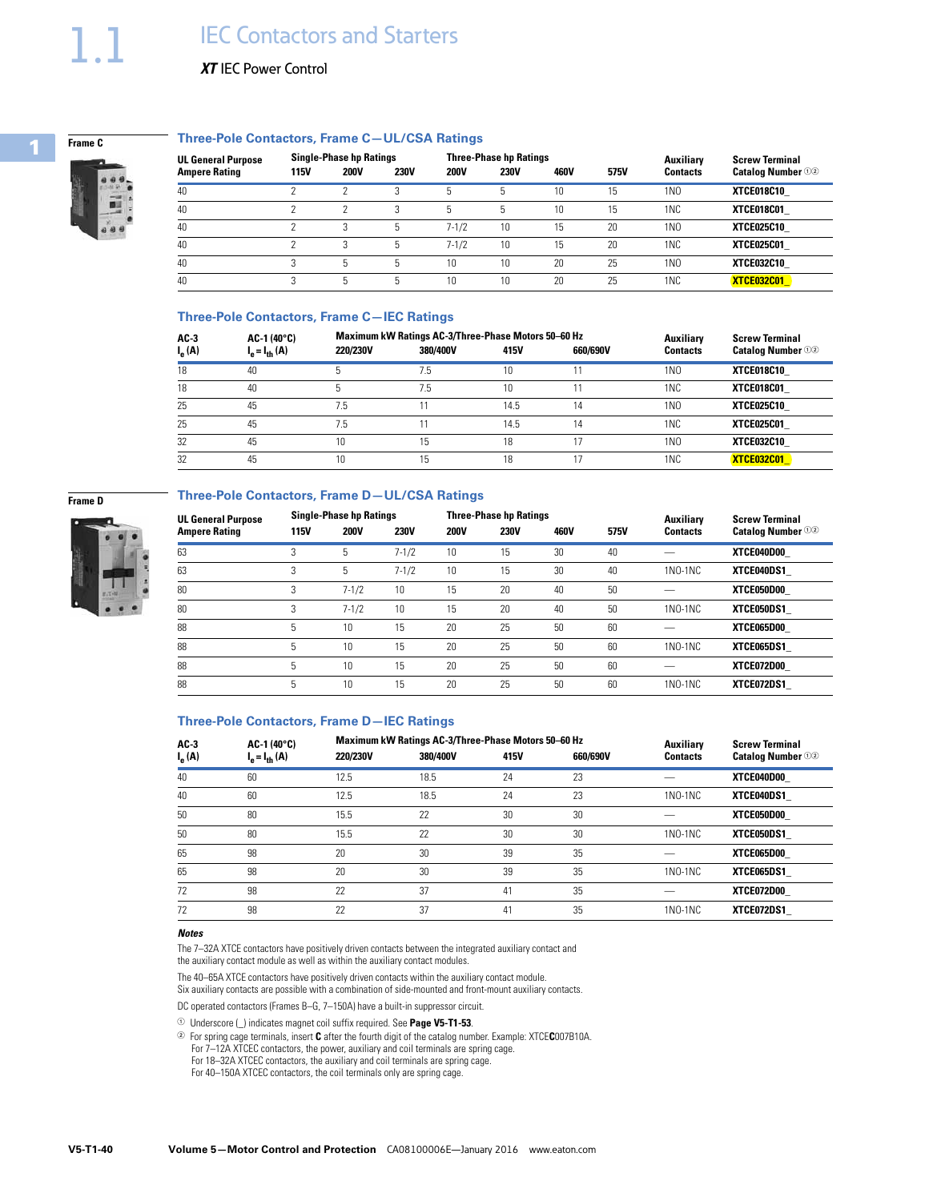# IEC Contactors and Starters

## XT IEC Power Control

Frame C

### Three-Pole Contactors, Frame C—UL/CSA Ratings

| UL General Purpose Ampere Rating | Single-Phase hp Ratings 115V | 200V | 230V | Three-Phase hp Ratings 200V | 230V | 460V | 575V | Auxiliary Contacts | Screw Terminal Catalog Number ①② |
|---|---|---|---|---|---|---|---|---|---|
| 40 | 2 | 2 | 3 | 5 | 5 | 10 | 15 | 1NO | XTCE018C10_ |
| 40 | 2 | 2 | 3 | 5 | 5 | 10 | 15 | 1NC | XTCE018C01_ |
| 40 | 2 | 3 | 5 | 7-1/2 | 10 | 15 | 20 | 1NO | XTCE025C10_ |
| 40 | 2 | 3 | 5 | 7-1/2 | 10 | 15 | 20 | 1NC | XTCE025C01_ |
| 40 | 3 | 5 | 5 | 10 | 10 | 20 | 25 | 1NO | XTCE032C10_ |
| 40 | 3 | 5 | 5 | 10 | 10 | 20 | 25 | 1NC | XTCE032C01_ |

### Three-Pole Contactors, Frame C—IEC Ratings

| AC-3 $I_e$ (A) | AC-1 (40°C) $I_e = I_{th}$ (A) | Maximum kW Ratings AC-3/Three-Phase Motors 50–60 Hz 220/230V | 380/400V | 415V | 660/690V | Auxiliary Contacts | Screw Terminal Catalog Number ①② |
|---|---|---|---|---|---|---|---|
| 18 | 40 | 5 | 7.5 | 10 | 11 | 1NO | XTCE018C10_ |
| 18 | 40 | 5 | 7.5 | 10 | 11 | 1NC | XTCE018C01_ |
| 25 | 45 | 7.5 | 11 | 14.5 | 14 | 1NO | XTCE025C10_ |
| 25 | 45 | 7.5 | 11 | 14.5 | 14 | 1NC | XTCE025C01_ |
| 32 | 45 | 10 | 15 | 18 | 17 | 1NO | XTCE032C10_ |
| 32 | 45 | 10 | 15 | 18 | 17 | 1NC | XTCE032C01_ |

Frame D

### Three-Pole Contactors, Frame D—UL/CSA Ratings

| UL General Purpose Ampere Rating | Single-Phase hp Ratings 115V | 200V | 230V | Three-Phase hp Ratings 200V | 230V | 460V | 575V | Auxiliary Contacts | Screw Terminal Catalog Number ①② |
|---|---|---|---|---|---|---|---|---|---|
| 63 | 3 | 5 | 7-1/2 | 10 | 15 | 30 | 40 | — | XTCE040D00_ |
| 63 | 3 | 5 | 7-1/2 | 10 | 15 | 30 | 40 | 1NO-1NC | XTCE040DS1_ |
| 80 | 3 | 7-1/2 | 10 | 15 | 20 | 40 | 50 | — | XTCE050D00_ |
| 80 | 3 | 7-1/2 | 10 | 15 | 20 | 40 | 50 | 1NO-1NC | XTCE050DS1_ |
| 88 | 5 | 10 | 15 | 20 | 25 | 50 | 60 | — | XTCE065D00_ |
| 88 | 5 | 10 | 15 | 20 | 25 | 50 | 60 | 1NO-1NC | XTCE065DS1_ |
| 88 | 5 | 10 | 15 | 20 | 25 | 50 | 60 | — | XTCE072D00_ |
| 88 | 5 | 10 | 15 | 20 | 25 | 50 | 60 | 1NO-1NC | XTCE072DS1_ |

### Three-Pole Contactors, Frame D—IEC Ratings

| AC-3 $I_e$ (A) | AC-1 (40°C) $I_e = I_{th}$ (A) | Maximum kW Ratings AC-3/Three-Phase Motors 50–60 Hz 220/230V | 380/400V | 415V | 660/690V | Auxiliary Contacts | Screw Terminal Catalog Number ①② |
|---|---|---|---|---|---|---|---|
| 40 | 60 | 12.5 | 18.5 | 24 | 23 | — | XTCE040D00_ |
| 40 | 60 | 12.5 | 18.5 | 24 | 23 | 1NO-1NC | XTCE040DS1_ |
| 50 | 80 | 15.5 | 22 | 30 | 30 | — | XTCE050D00_ |
| 50 | 80 | 15.5 | 22 | 30 | 30 | 1NO-1NC | XTCE050DS1_ |
| 65 | 98 | 20 | 30 | 39 | 35 | — | XTCE065D00_ |
| 65 | 98 | 20 | 30 | 39 | 35 | 1NO-1NC | XTCE065DS1_ |
| 72 | 98 | 22 | 37 | 41 | 35 | — | XTCE072D00_ |
| 72 | 98 | 22 | 37 | 41 | 35 | 1NO-1NC | XTCE072DS1_ |

***Notes***

The 7–32A XTCE contactors have positively driven contacts between the integrated auxiliary contact and the auxiliary contact module as well as within the auxiliary contact modules.

The 40–65A XTCE contactors have positively driven contacts within the auxiliary contact module. Six auxiliary contacts are possible with a combination of side-mounted and front-mount auxiliary contacts.

DC operated contactors (Frames B–G, 7–150A) have a built-in suppressor circuit.

① Underscore (_) indicates magnet coil suffix required. See **Page V5-T1-53**.

② For spring cage terminals, insert **C** after the fourth digit of the catalog number. Example: XTCE**C**007B10A.
For 7–12A XTCEC contactors, the power, auxiliary and coil terminals are spring cage.
For 18–32A XTCEC contactors, the auxiliary and coil terminals are spring cage.
For 40–150A XTCEC contactors, the coil terminals only are spring cage.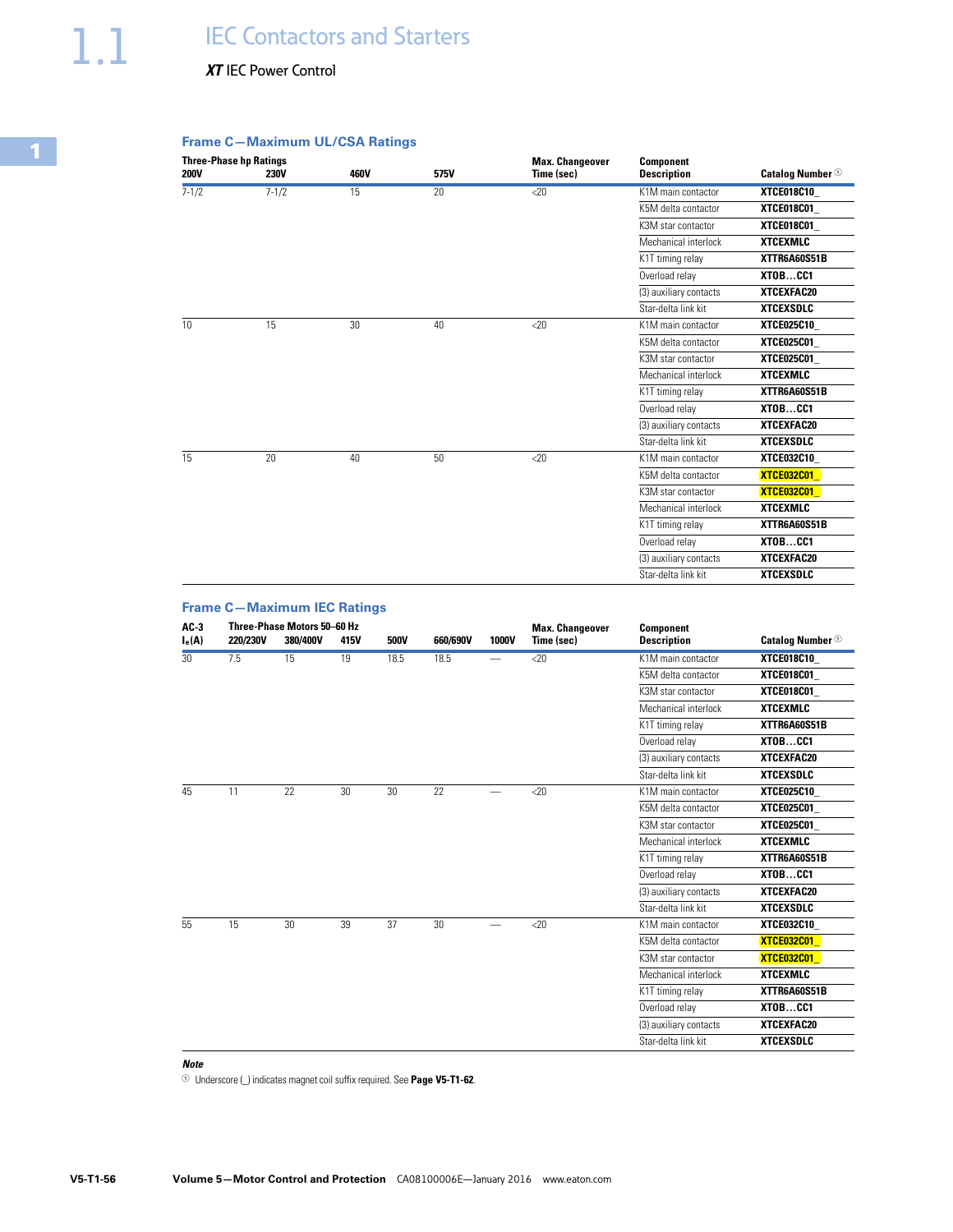# 1.1 IEC Contactors and Starters

## XT IEC Power Control

### Frame C—Maximum UL/CSA Ratings

| Three-Phase hp Ratings 200V | 230V | 460V | 575V | Max. Changeover Time (sec) | Component Description | Catalog Number ① |
|---|---|---|---|---|---|---|
| 7-1/2 | 7-1/2 | 15 | 20 | <20 | K1M main contactor | **XTCE018C10_** |
| | | | | | K5M delta contactor | **XTCE018C01_** |
| | | | | | K3M star contactor | **XTCE018C01_** |
| | | | | | Mechanical interlock | **XTCEXMLC** |
| | | | | | K1T timing relay | **XTTR6A60S51B** |
| | | | | | Overload relay | **XTOB…CC1** |
| | | | | | (3) auxiliary contacts | **XTCEXFAC20** |
| | | | | | Star-delta link kit | **XTCEXSDLC** |
| 10 | 15 | 30 | 40 | <20 | K1M main contactor | **XTCE025C10_** |
| | | | | | K5M delta contactor | **XTCE025C01_** |
| | | | | | K3M star contactor | **XTCE025C01_** |
| | | | | | Mechanical interlock | **XTCEXMLC** |
| | | | | | K1T timing relay | **XTTR6A60S51B** |
| | | | | | Overload relay | **XTOB…CC1** |
| | | | | | (3) auxiliary contacts | **XTCEXFAC20** |
| | | | | | Star-delta link kit | **XTCEXSDLC** |
| 15 | 20 | 40 | 50 | <20 | K1M main contactor | **XTCE032C10_** |
| | | | | | K5M delta contactor | **XTCE032C01_** |
| | | | | | K3M star contactor | **XTCE032C01_** |
| | | | | | Mechanical interlock | **XTCEXMLC** |
| | | | | | K1T timing relay | **XTTR6A60S51B** |
| | | | | | Overload relay | **XTOB…CC1** |
| | | | | | (3) auxiliary contacts | **XTCEXFAC20** |
| | | | | | Star-delta link kit | **XTCEXSDLC** |

### Frame C—Maximum IEC Ratings

| AC-3 $I_e$(A) | Three-Phase Motors 50–60 Hz 220/230V | 380/400V | 415V | 500V | 660/690V | 1000V | Max. Changeover Time (sec) | Component Description | Catalog Number ① |
|---|---|---|---|---|---|---|---|---|---|
| 30 | 7.5 | 15 | 19 | 18.5 | 18.5 | — | <20 | K1M main contactor | **XTCE018C10_** |
| | | | | | | | | K5M delta contactor | **XTCE018C01_** |
| | | | | | | | | K3M star contactor | **XTCE018C01_** |
| | | | | | | | | Mechanical interlock | **XTCEXMLC** |
| | | | | | | | | K1T timing relay | **XTTR6A60S51B** |
| | | | | | | | | Overload relay | **XTOB…CC1** |
| | | | | | | | | (3) auxiliary contacts | **XTCEXFAC20** |
| | | | | | | | | Star-delta link kit | **XTCEXSDLC** |
| 45 | 11 | 22 | 30 | 30 | 22 | — | <20 | K1M main contactor | **XTCE025C10_** |
| | | | | | | | | K5M delta contactor | **XTCE025C01_** |
| | | | | | | | | K3M star contactor | **XTCE025C01_** |
| | | | | | | | | Mechanical interlock | **XTCEXMLC** |
| | | | | | | | | K1T timing relay | **XTTR6A60S51B** |
| | | | | | | | | Overload relay | **XTOB…CC1** |
| | | | | | | | | (3) auxiliary contacts | **XTCEXFAC20** |
| | | | | | | | | Star-delta link kit | **XTCEXSDLC** |
| 55 | 15 | 30 | 39 | 37 | 30 | — | <20 | K1M main contactor | **XTCE032C10_** |
| | | | | | | | | K5M delta contactor | **XTCE032C01_** |
| | | | | | | | | K3M star contactor | **XTCE032C01_** |
| | | | | | | | | Mechanical interlock | **XTCEXMLC** |
| | | | | | | | | K1T timing relay | **XTTR6A60S51B** |
| | | | | | | | | Overload relay | **XTOB…CC1** |
| | | | | | | | | (3) auxiliary contacts | **XTCEXFAC20** |
| | | | | | | | | Star-delta link kit | **XTCEXSDLC** |

***Note***

① Underscore (_) indicates magnet coil suffix required. See **Page V5-T1-62**.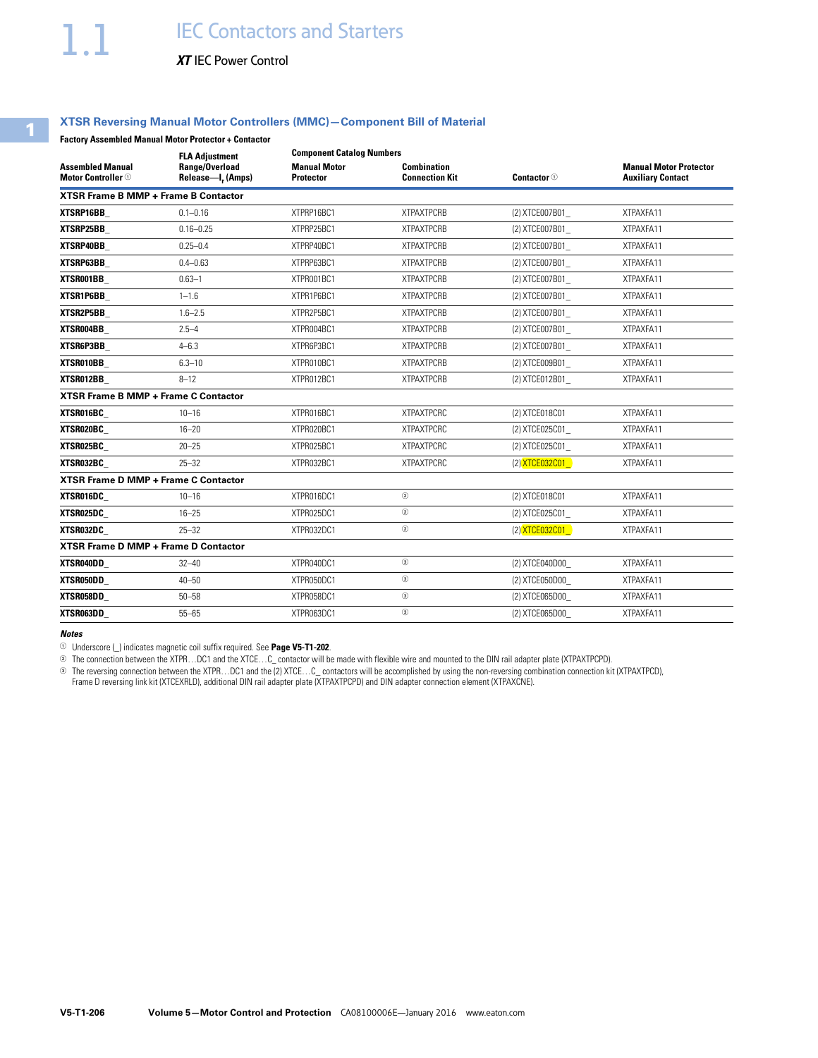## XTSR Reversing Manual Motor Controllers (MMC)—Component Bill of Material

**Factory Assembled Manual Motor Protector + Contactor**

| Assembled Manual Motor Controller ① | FLA Adjustment Range/Overload Release—$I_r$ (Amps) | Component Catalog Numbers Manual Motor Protector | Combination Connection Kit | Contactor ① | Manual Motor Protector Auxiliary Contact |
|---|---|---|---|---|---|
| **XTSR Frame B MMP + Frame B Contactor** | | | | | |
| **XTSRP16BB_** | 0.1–0.16 | XTPRP16BC1 | XTPAXTPCRB | (2) XTCE007B01_ | XTPAXFA11 |
| **XTSRP25BB_** | 0.16–0.25 | XTPRP25BC1 | XTPAXTPCRB | (2) XTCE007B01_ | XTPAXFA11 |
| **XTSRP40BB_** | 0.25–0.4 | XTPRP40BC1 | XTPAXTPCRB | (2) XTCE007B01_ | XTPAXFA11 |
| **XTSRP63BB_** | 0.4–0.63 | XTPRP63BC1 | XTPAXTPCRB | (2) XTCE007B01_ | XTPAXFA11 |
| **XTSR001BB_** | 0.63–1 | XTPR001BC1 | XTPAXTPCRB | (2) XTCE007B01_ | XTPAXFA11 |
| **XTSR1P6BB_** | 1–1.6 | XTPR1P6BC1 | XTPAXTPCRB | (2) XTCE007B01_ | XTPAXFA11 |
| **XTSR2P5BB_** | 1.6–2.5 | XTPR2P5BC1 | XTPAXTPCRB | (2) XTCE007B01_ | XTPAXFA11 |
| **XTSR004BB_** | 2.5–4 | XTPR004BC1 | XTPAXTPCRB | (2) XTCE007B01_ | XTPAXFA11 |
| **XTSR6P3BB_** | 4–6.3 | XTPR6P3BC1 | XTPAXTPCRB | (2) XTCE007B01_ | XTPAXFA11 |
| **XTSR010BB_** | 6.3–10 | XTPR010BC1 | XTPAXTPCRB | (2) XTCE009B01_ | XTPAXFA11 |
| **XTSR012BB_** | 8–12 | XTPR012BC1 | XTPAXTPCRB | (2) XTCE012B01_ | XTPAXFA11 |
| **XTSR Frame B MMP + Frame C Contactor** | | | | | |
| **XTSR016BC_** | 10–16 | XTPR016BC1 | XTPAXTPCRC | (2) XTCE018C01 | XTPAXFA11 |
| **XTSR020BC_** | 16–20 | XTPR020BC1 | XTPAXTPCRC | (2) XTCE025C01_ | XTPAXFA11 |
| **XTSR025BC_** | 20–25 | XTPR025BC1 | XTPAXTPCRC | (2) XTCE025C01_ | XTPAXFA11 |
| **XTSR032BC_** | 25–32 | XTPR032BC1 | XTPAXTPCRC | (2) XTCE032C01_ | XTPAXFA11 |
| **XTSR Frame D MMP + Frame C Contactor** | | | | | |
| **XTSR016DC_** | 10–16 | XTPR016DC1 | ② | (2) XTCE018C01 | XTPAXFA11 |
| **XTSR025DC_** | 16–25 | XTPR025DC1 | ② | (2) XTCE025C01_ | XTPAXFA11 |
| **XTSR032DC_** | 25–32 | XTPR032DC1 | ② | (2) XTCE032C01_ | XTPAXFA11 |
| **XTSR Frame D MMP + Frame D Contactor** | | | | | |
| **XTSR040DD_** | 32–40 | XTPR040DC1 | ③ | (2) XTCE040D00_ | XTPAXFA11 |
| **XTSR050DD_** | 40–50 | XTPR050DC1 | ③ | (2) XTCE050D00_ | XTPAXFA11 |
| **XTSR058DD_** | 50–58 | XTPR058DC1 | ③ | (2) XTCE065D00_ | XTPAXFA11 |
| **XTSR063DD_** | 55–65 | XTPR063DC1 | ③ | (2) XTCE065D00_ | XTPAXFA11 |

***Notes***

① Underscore (_) indicates magnetic coil suffix required. See **Page V5-T1-202**.

② The connection between the XTPR…DC1 and the XTCE…C_ contactor will be made with flexible wire and mounted to the DIN rail adapter plate (XTPAXTPCPD).

③ The reversing connection between the XTPR…DC1 and the (2) XTCE…C_ contactors will be accomplished by using the non-reversing combination connection kit (XTPAXTPCD), Frame D reversing link kit (XTCEXRLD), additional DIN rail adapter plate (XTPAXTPCPD) and DIN adapter connection element (XTPAXCNE).